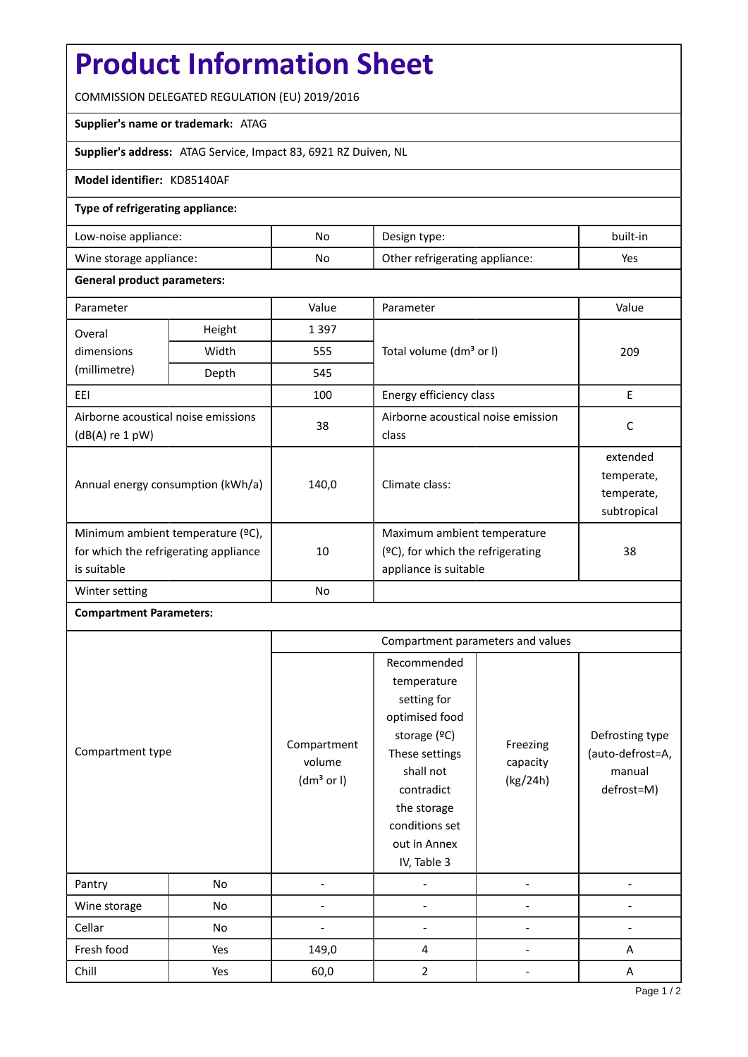# Product Information Sheet

COMMISSION DELEGATED REGULATION (EU) 2019/2016

**Supplier's name or trademark:** ATAG

**Supplier's address:** ATAG Service, Impact 83, 6921 RZ Duiven, NL

**Model identifier:** KD85140AF

**Type of refrigerating appliance:**

| | | | |
|---|---|---|---|
| Low-noise appliance: | No | Design type: | built-in |
| Wine storage appliance: | No | Other refrigerating appliance: | Yes |

**General product parameters:**

| Parameter | | Value | Parameter | Value |
|---|---|---|---|---|
| Overal dimensions (millimetre) | Height | 1 397 | Total volume (dm³ or l) | 209 |
| | Width | 555 | | |
| | Depth | 545 | | |
| EEI | | 100 | Energy efficiency class | E |
| Airborne acoustical noise emissions (dB(A) re 1 pW) | | 38 | Airborne acoustical noise emission class | C |
| Annual energy consumption (kWh/a) | | 140,0 | Climate class: | extended temperate, temperate, subtropical |
| Minimum ambient temperature (ºC), for which the refrigerating appliance is suitable | | 10 | Maximum ambient temperature (ºC), for which the refrigerating appliance is suitable | 38 |
| Winter setting | | No | | |

**Compartment Parameters:**

| Compartment type | | Compartment parameters and values | | | |
|---|---|---|---|---|---|
| | | Compartment volume (dm³ or l) | Recommended temperature setting for optimised food storage (ºC) These settings shall not contradict the storage conditions set out in Annex IV, Table 3 | Freezing capacity (kg/24h) | Defrosting type (auto-defrost=A, manual defrost=M) |
| Pantry | No | - | - | - | - |
| Wine storage | No | - | - | - | - |
| Cellar | No | - | - | - | - |
| Fresh food | Yes | 149,0 | 4 | - | A |
| Chill | Yes | 60,0 | 2 | - | A |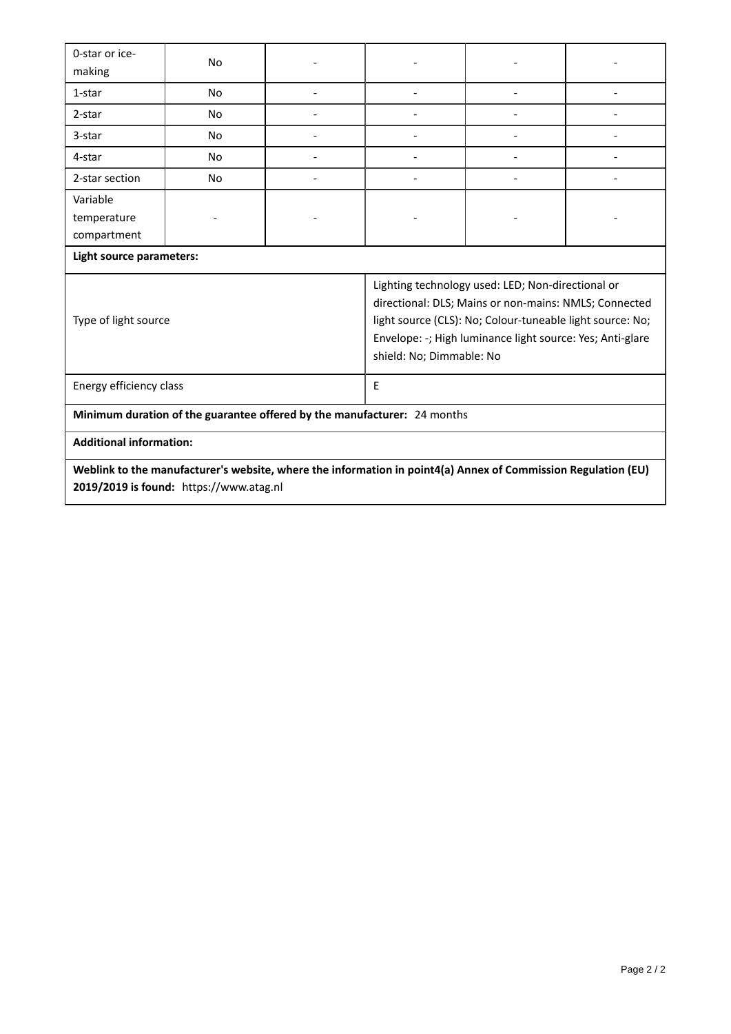| | | | | | |
|---|---|---|---|---|---|
| 0-star or ice-making | No | - | - | - | - |
| 1-star | No | - | - | - | - |
| 2-star | No | - | - | - | - |
| 3-star | No | - | - | - | - |
| 4-star | No | - | - | - | - |
| 2-star section | No | - | - | - | - |
| Variable temperature compartment | - | - | - | - | - |

**Light source parameters:**

| | |
|---|---|
| Type of light source | Lighting technology used: LED; Non-directional or directional: DLS; Mains or non-mains: NMLS; Connected light source (CLS): No; Colour-tuneable light source: No; Envelope: -; High luminance light source: Yes; Anti-glare shield: No; Dimmable: No |
| Energy efficiency class | E |

**Minimum duration of the guarantee offered by the manufacturer:** 24 months

**Additional information:**

**Weblink to the manufacturer's website, where the information in point4(a) Annex of Commission Regulation (EU) 2019/2019 is found:** https://www.atag.nl